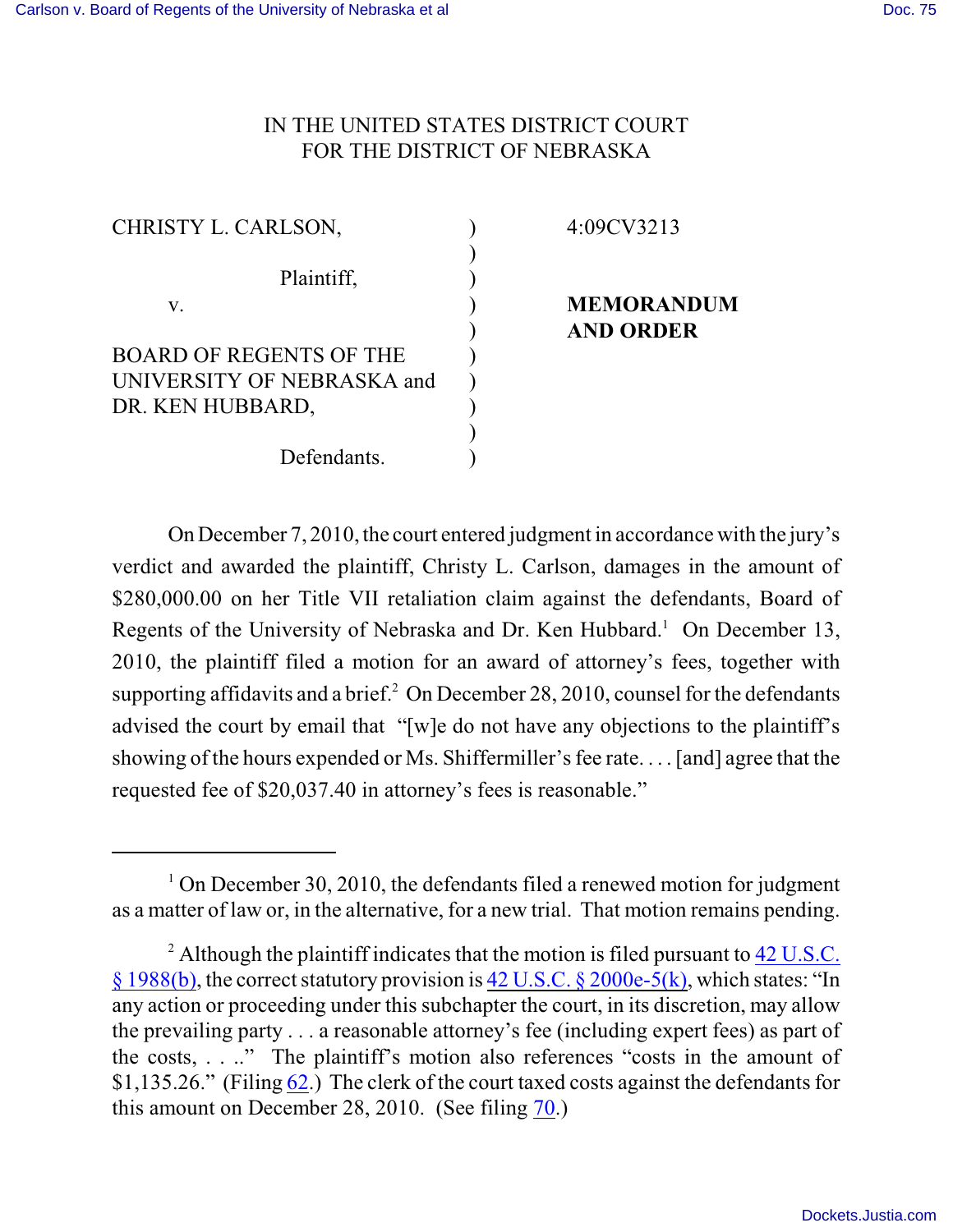IN THE UNITED STATES DISTRICT COURT
FOR THE DISTRICT OF NEBRASKA

| | | |
|---|---|---|
| CHRISTY L. CARLSON, | ) | 4:09CV3213 |
| | ) | |
| Plaintiff, | ) | |
| v. | ) | **MEMORANDUM** |
| | ) | **AND ORDER** |
| BOARD OF REGENTS OF THE | ) | |
| UNIVERSITY OF NEBRASKA and | ) | |
| DR. KEN HUBBARD, | ) | |
| | ) | |
| Defendants. | ) | |

On December 7, 2010, the court entered judgment in accordance with the jury's verdict and awarded the plaintiff, Christy L. Carlson, damages in the amount of $280,000.00 on her Title VII retaliation claim against the defendants, Board of Regents of the University of Nebraska and Dr. Ken Hubbard.[1] On December 13, 2010, the plaintiff filed a motion for an award of attorney's fees, together with supporting affidavits and a brief.[2] On December 28, 2010, counsel for the defendants advised the court by email that "[w]e do not have any objections to the plaintiff's showing of the hours expended or Ms. Shiffermiller's fee rate. . . . [and] agree that the requested fee of $20,037.40 in attorney's fees is reasonable."

---

[1] On December 30, 2010, the defendants filed a renewed motion for judgment as a matter of law or, in the alternative, for a new trial. That motion remains pending.

[2] Although the plaintiff indicates that the motion is filed pursuant to 42 U.S.C. § 1988(b), the correct statutory provision is 42 U.S.C. § 2000e-5(k), which states: "In any action or proceeding under this subchapter the court, in its discretion, may allow the prevailing party . . . a reasonable attorney's fee (including expert fees) as part of the costs, . . .." The plaintiff's motion also references "costs in the amount of $1,135.26." (Filing 62.) The clerk of the court taxed costs against the defendants for this amount on December 28, 2010. (See filing 70.)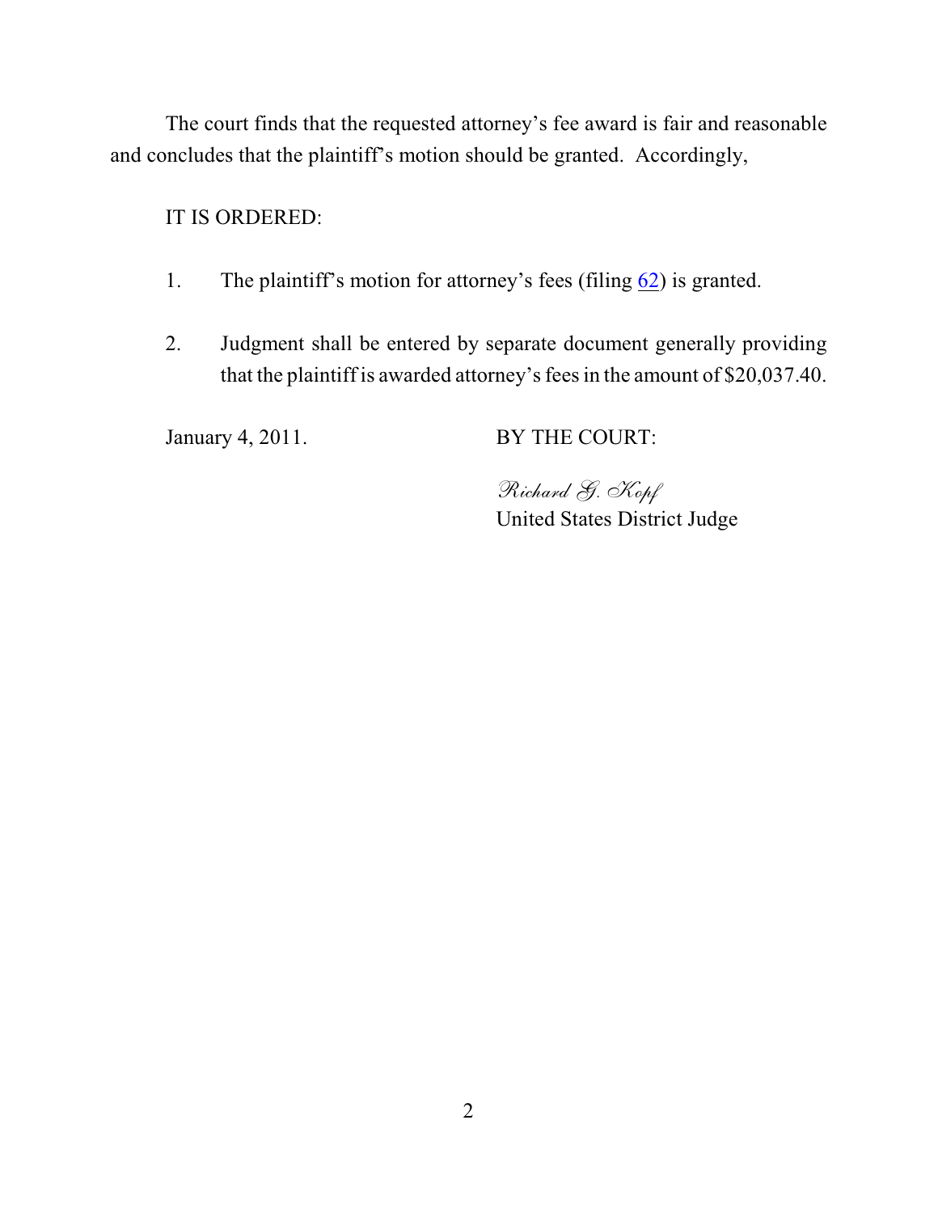The court finds that the requested attorney's fee award is fair and reasonable and concludes that the plaintiff's motion should be granted. Accordingly,

IT IS ORDERED:

1. The plaintiff's motion for attorney's fees (filing 62) is granted.

2. Judgment shall be entered by separate document generally providing that the plaintiff is awarded attorney's fees in the amount of $20,037.40.

January 4, 2011.

BY THE COURT:

*Richard G. Kopf*
United States District Judge